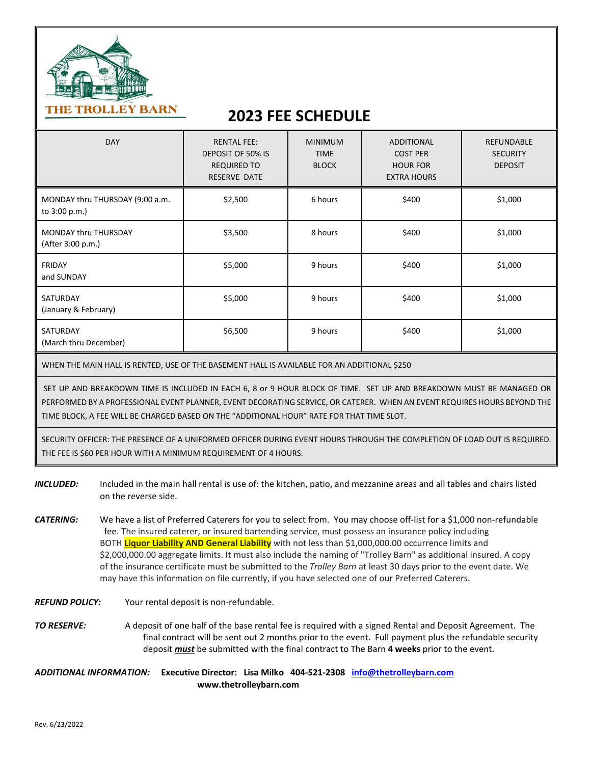THE TROLLEY BARN

# 2023 FEE SCHEDULE

| DAY | RENTAL FEE: DEPOSIT OF 50% IS REQUIRED TO RESERVE DATE | MINIMUM TIME BLOCK | ADDITIONAL COST PER HOUR FOR EXTRA HOURS | REFUNDABLE SECURITY DEPOSIT |
|---|---|---|---|---|
| MONDAY thru THURSDAY (9:00 a.m. to 3:00 p.m.) | $2,500 | 6 hours | $400 | $1,000 |
| MONDAY thru THURSDAY (After 3:00 p.m.) | $3,500 | 8 hours | $400 | $1,000 |
| FRIDAY and SUNDAY | $5,000 | 9 hours | $400 | $1,000 |
| SATURDAY (January & February) | $5,000 | 9 hours | $400 | $1,000 |
| SATURDAY (March thru December) | $6,500 | 9 hours | $400 | $1,000 |

WHEN THE MAIN HALL IS RENTED, USE OF THE BASEMENT HALL IS AVAILABLE FOR AN ADDITIONAL $250

SET UP AND BREAKDOWN TIME IS INCLUDED IN EACH 6, 8 or 9 HOUR BLOCK OF TIME. SET UP AND BREAKDOWN MUST BE MANAGED OR PERFORMED BY A PROFESSIONAL EVENT PLANNER, EVENT DECORATING SERVICE, OR CATERER. WHEN AN EVENT REQUIRES HOURS BEYOND THE TIME BLOCK, A FEE WILL BE CHARGED BASED ON THE "ADDITIONAL HOUR" RATE FOR THAT TIME SLOT.

SECURITY OFFICER: THE PRESENCE OF A UNIFORMED OFFICER DURING EVENT HOURS THROUGH THE COMPLETION OF LOAD OUT IS REQUIRED. THE FEE IS $60 PER HOUR WITH A MINIMUM REQUIREMENT OF 4 HOURS.

***INCLUDED:*** Included in the main hall rental is use of: the kitchen, patio, and mezzanine areas and all tables and chairs listed on the reverse side.

***CATERING:*** We have a list of Preferred Caterers for you to select from. You may choose off-list for a $1,000 non-refundable fee. The insured caterer, or insured bartending service, must possess an insurance policy including BOTH **Liquor Liability AND General Liability** with not less than $1,000,000.00 occurrence limits and $2,000,000.00 aggregate limits. It must also include the naming of "Trolley Barn" as additional insured. A copy of the insurance certificate must be submitted to the *Trolley Barn* at least 30 days prior to the event date. We may have this information on file currently, if you have selected one of our Preferred Caterers.

***REFUND POLICY:*** Your rental deposit is non-refundable.

***TO RESERVE:*** A deposit of one half of the base rental fee is required with a signed Rental and Deposit Agreement. The final contract will be sent out 2 months prior to the event. Full payment plus the refundable security deposit ***must*** be submitted with the final contract to The Barn **4 weeks** prior to the event.

***ADDITIONAL INFORMATION:*** **Executive Director: Lisa Milko 404-521-2308 info@thetrolleybarn.com**
**www.thetrolleybarn.com**

Rev. 6/23/2022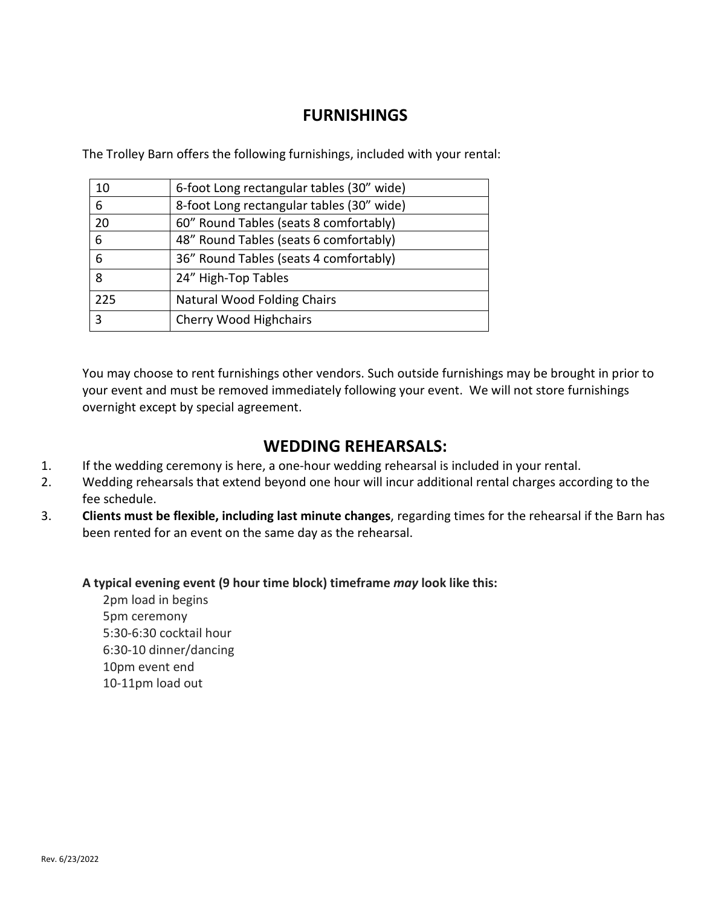## FURNISHINGS

The Trolley Barn offers the following furnishings, included with your rental:

| | |
|---|---|
| 10 | 6-foot Long rectangular tables (30" wide) |
| 6 | 8-foot Long rectangular tables (30" wide) |
| 20 | 60" Round Tables (seats 8 comfortably) |
| 6 | 48" Round Tables (seats 6 comfortably) |
| 6 | 36" Round Tables (seats 4 comfortably) |
| 8 | 24" High-Top Tables |
| 225 | Natural Wood Folding Chairs |
| 3 | Cherry Wood Highchairs |

You may choose to rent furnishings other vendors. Such outside furnishings may be brought in prior to your event and must be removed immediately following your event. We will not store furnishings overnight except by special agreement.

## WEDDING REHEARSALS:

1. If the wedding ceremony is here, a one-hour wedding rehearsal is included in your rental.
2. Wedding rehearsals that extend beyond one hour will incur additional rental charges according to the fee schedule.
3. **Clients must be flexible, including last minute changes**, regarding times for the rehearsal if the Barn has been rented for an event on the same day as the rehearsal.

**A typical evening event (9 hour time block) timeframe *may* look like this:**

2pm load in begins
5pm ceremony
5:30-6:30 cocktail hour
6:30-10 dinner/dancing
10pm event end
10-11pm load out